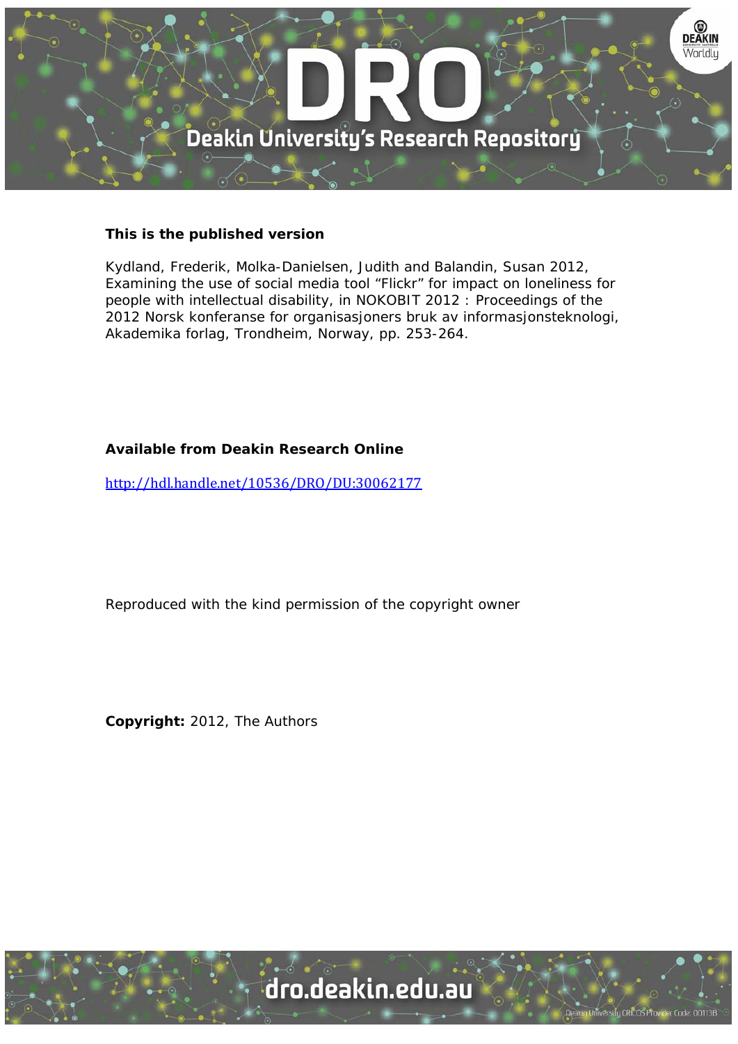**This is the published version**

Kydland, Frederik, Molka-Danielsen, Judith and Balandin, Susan 2012, Examining the use of social media tool “Flickr” for impact on loneliness for people with intellectual disability, in NOKOBIT 2012 : Proceedings of the 2012 Norsk konferanse for organisasjoners bruk av informasjonsteknologi, Akademika forlag, Trondheim, Norway, pp. 253-264.

**Available from Deakin Research Online**

http://hdl.handle.net/10536/DRO/DU:30062177

Reproduced with the kind permission of the copyright owner

**Copyright:** 2012, The Authors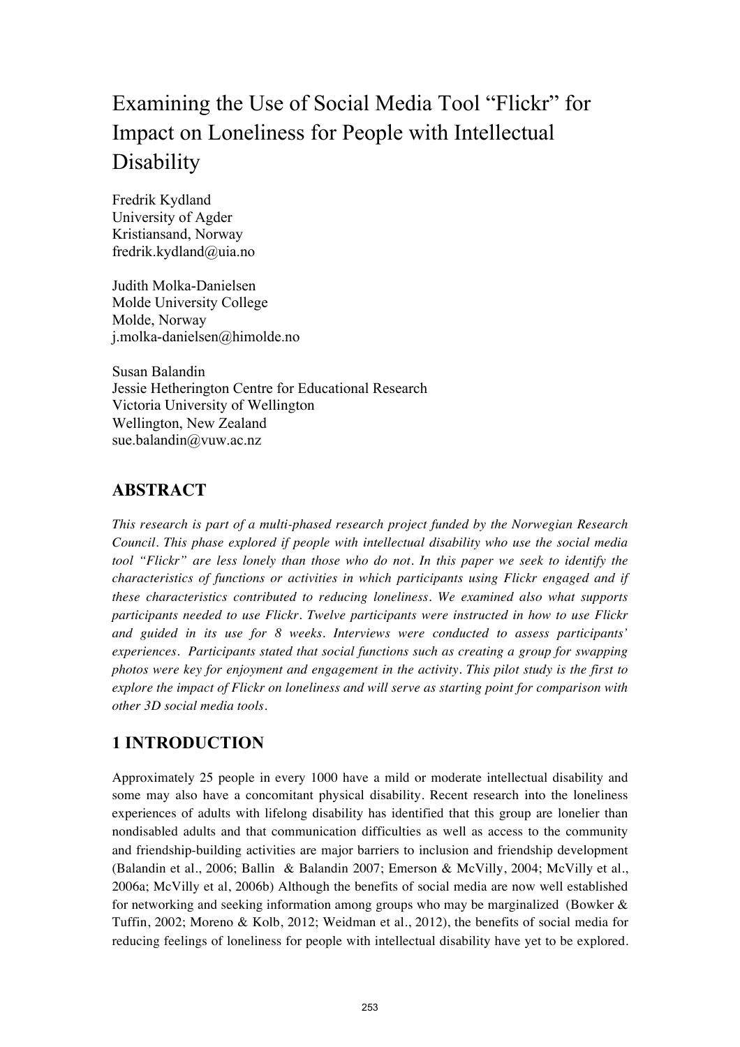# Examining the Use of Social Media Tool "Flickr" for Impact on Loneliness for People with Intellectual Disability

Fredrik Kydland
University of Agder
Kristiansand, Norway
fredrik.kydland@uia.no

Judith Molka-Danielsen
Molde University College
Molde, Norway
j.molka-danielsen@himolde.no

Susan Balandin
Jessie Hetherington Centre for Educational Research
Victoria University of Wellington
Wellington, New Zealand
sue.balandin@vuw.ac.nz

## ABSTRACT

*This research is part of a multi-phased research project funded by the Norwegian Research Council. This phase explored if people with intellectual disability who use the social media tool "Flickr" are less lonely than those who do not. In this paper we seek to identify the characteristics of functions or activities in which participants using Flickr engaged and if these characteristics contributed to reducing loneliness. We examined also what supports participants needed to use Flickr. Twelve participants were instructed in how to use Flickr and guided in its use for 8 weeks. Interviews were conducted to assess participants' experiences. Participants stated that social functions such as creating a group for swapping photos were key for enjoyment and engagement in the activity. This pilot study is the first to explore the impact of Flickr on loneliness and will serve as starting point for comparison with other 3D social media tools.*

## 1 INTRODUCTION

Approximately 25 people in every 1000 have a mild or moderate intellectual disability and some may also have a concomitant physical disability. Recent research into the loneliness experiences of adults with lifelong disability has identified that this group are lonelier than nondisabled adults and that communication difficulties as well as access to the community and friendship-building activities are major barriers to inclusion and friendship development (Balandin et al., 2006; Ballin & Balandin 2007; Emerson & McVilly, 2004; McVilly et al., 2006a; McVilly et al, 2006b) Although the benefits of social media are now well established for networking and seeking information among groups who may be marginalized (Bowker & Tuffin, 2002; Moreno & Kolb, 2012; Weidman et al., 2012), the benefits of social media for reducing feelings of loneliness for people with intellectual disability have yet to be explored.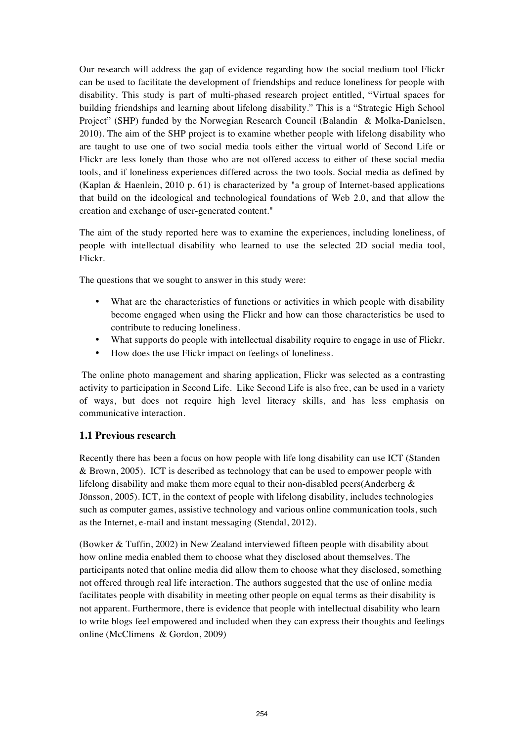Our research will address the gap of evidence regarding how the social medium tool Flickr can be used to facilitate the development of friendships and reduce loneliness for people with disability. This study is part of multi-phased research project entitled, "Virtual spaces for building friendships and learning about lifelong disability." This is a "Strategic High School Project" (SHP) funded by the Norwegian Research Council (Balandin & Molka-Danielsen, 2010). The aim of the SHP project is to examine whether people with lifelong disability who are taught to use one of two social media tools either the virtual world of Second Life or Flickr are less lonely than those who are not offered access to either of these social media tools, and if loneliness experiences differed across the two tools. Social media as defined by (Kaplan & Haenlein, 2010 p. 61) is characterized by "a group of Internet-based applications that build on the ideological and technological foundations of Web 2.0, and that allow the creation and exchange of user-generated content."

The aim of the study reported here was to examine the experiences, including loneliness, of people with intellectual disability who learned to use the selected 2D social media tool, Flickr.

The questions that we sought to answer in this study were:

- What are the characteristics of functions or activities in which people with disability become engaged when using the Flickr and how can those characteristics be used to contribute to reducing loneliness.
- What supports do people with intellectual disability require to engage in use of Flickr.
- How does the use Flickr impact on feelings of loneliness.

The online photo management and sharing application, Flickr was selected as a contrasting activity to participation in Second Life. Like Second Life is also free, can be used in a variety of ways, but does not require high level literacy skills, and has less emphasis on communicative interaction.

### 1.1 Previous research

Recently there has been a focus on how people with life long disability can use ICT (Standen & Brown, 2005). ICT is described as technology that can be used to empower people with lifelong disability and make them more equal to their non-disabled peers(Anderberg & Jönsson, 2005). ICT, in the context of people with lifelong disability, includes technologies such as computer games, assistive technology and various online communication tools, such as the Internet, e-mail and instant messaging (Stendal, 2012).

(Bowker & Tuffin, 2002) in New Zealand interviewed fifteen people with disability about how online media enabled them to choose what they disclosed about themselves. The participants noted that online media did allow them to choose what they disclosed, something not offered through real life interaction. The authors suggested that the use of online media facilitates people with disability in meeting other people on equal terms as their disability is not apparent. Furthermore, there is evidence that people with intellectual disability who learn to write blogs feel empowered and included when they can express their thoughts and feelings online (McClimens & Gordon, 2009)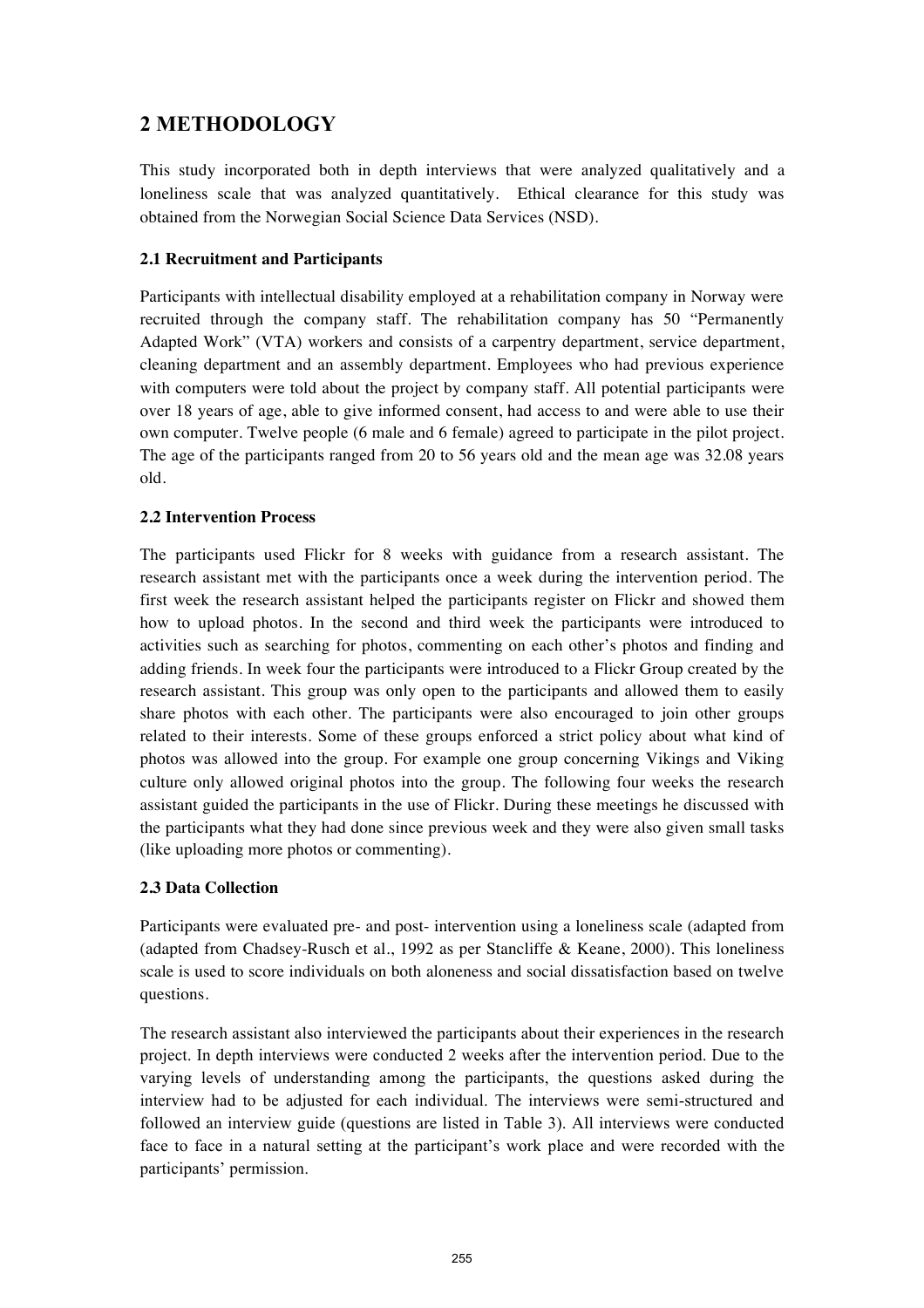## 2 METHODOLOGY

This study incorporated both in depth interviews that were analyzed qualitatively and a loneliness scale that was analyzed quantitatively. Ethical clearance for this study was obtained from the Norwegian Social Science Data Services (NSD).

### 2.1 Recruitment and Participants

Participants with intellectual disability employed at a rehabilitation company in Norway were recruited through the company staff. The rehabilitation company has 50 "Permanently Adapted Work" (VTA) workers and consists of a carpentry department, service department, cleaning department and an assembly department. Employees who had previous experience with computers were told about the project by company staff. All potential participants were over 18 years of age, able to give informed consent, had access to and were able to use their own computer. Twelve people (6 male and 6 female) agreed to participate in the pilot project. The age of the participants ranged from 20 to 56 years old and the mean age was 32.08 years old.

### 2.2 Intervention Process

The participants used Flickr for 8 weeks with guidance from a research assistant. The research assistant met with the participants once a week during the intervention period. The first week the research assistant helped the participants register on Flickr and showed them how to upload photos. In the second and third week the participants were introduced to activities such as searching for photos, commenting on each other's photos and finding and adding friends. In week four the participants were introduced to a Flickr Group created by the research assistant. This group was only open to the participants and allowed them to easily share photos with each other. The participants were also encouraged to join other groups related to their interests. Some of these groups enforced a strict policy about what kind of photos was allowed into the group. For example one group concerning Vikings and Viking culture only allowed original photos into the group. The following four weeks the research assistant guided the participants in the use of Flickr. During these meetings he discussed with the participants what they had done since previous week and they were also given small tasks (like uploading more photos or commenting).

### 2.3 Data Collection

Participants were evaluated pre- and post- intervention using a loneliness scale (adapted from (adapted from Chadsey-Rusch et al., 1992 as per Stancliffe & Keane, 2000). This loneliness scale is used to score individuals on both aloneness and social dissatisfaction based on twelve questions.

The research assistant also interviewed the participants about their experiences in the research project. In depth interviews were conducted 2 weeks after the intervention period. Due to the varying levels of understanding among the participants, the questions asked during the interview had to be adjusted for each individual. The interviews were semi-structured and followed an interview guide (questions are listed in Table 3). All interviews were conducted face to face in a natural setting at the participant's work place and were recorded with the participants' permission.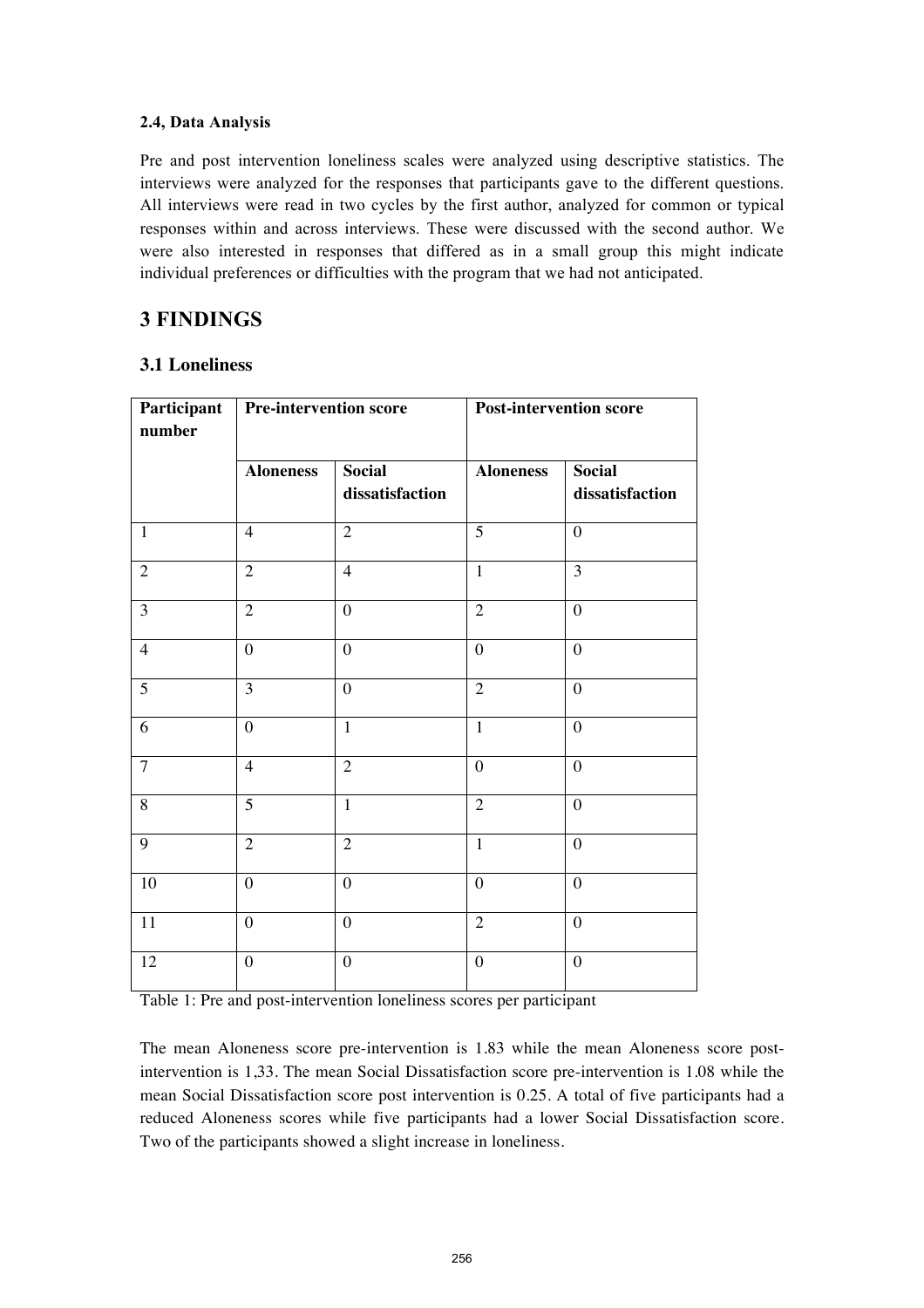#### 2.4, Data Analysis

Pre and post intervention loneliness scales were analyzed using descriptive statistics. The interviews were analyzed for the responses that participants gave to the different questions. All interviews were read in two cycles by the first author, analyzed for common or typical responses within and across interviews. These were discussed with the second author. We were also interested in responses that differed as in a small group this might indicate individual preferences or difficulties with the program that we had not anticipated.

## 3 FINDINGS

### 3.1 Loneliness

| Participant number | Pre-intervention score | | Post-intervention score | |
|---|---|---|---|---|
| | **Aloneness** | **Social dissatisfaction** | **Aloneness** | **Social dissatisfaction** |
| 1 | 4 | 2 | 5 | 0 |
| 2 | 2 | 4 | 1 | 3 |
| 3 | 2 | 0 | 2 | 0 |
| 4 | 0 | 0 | 0 | 0 |
| 5 | 3 | 0 | 2 | 0 |
| 6 | 0 | 1 | 1 | 0 |
| 7 | 4 | 2 | 0 | 0 |
| 8 | 5 | 1 | 2 | 0 |
| 9 | 2 | 2 | 1 | 0 |
| 10 | 0 | 0 | 0 | 0 |
| 11 | 0 | 0 | 2 | 0 |
| 12 | 0 | 0 | 0 | 0 |

Table 1: Pre and post-intervention loneliness scores per participant

The mean Aloneness score pre-intervention is 1.83 while the mean Aloneness score post-intervention is 1,33. The mean Social Dissatisfaction score pre-intervention is 1.08 while the mean Social Dissatisfaction score post intervention is 0.25. A total of five participants had a reduced Aloneness scores while five participants had a lower Social Dissatisfaction score. Two of the participants showed a slight increase in loneliness.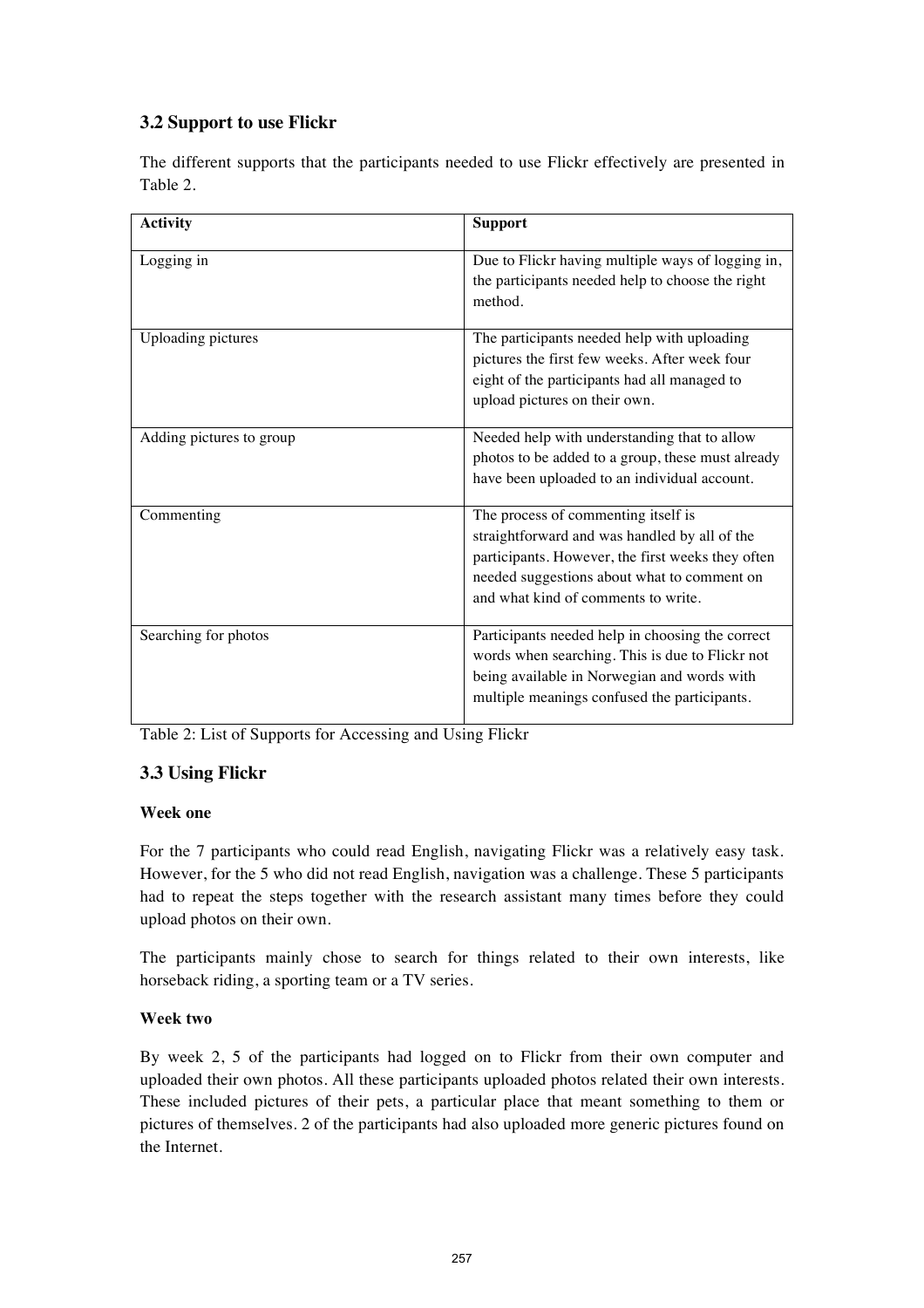### 3.2 Support to use Flickr

The different supports that the participants needed to use Flickr effectively are presented in Table 2.

| Activity | Support |
|---|---|
| Logging in | Due to Flickr having multiple ways of logging in, the participants needed help to choose the right method. |
| Uploading pictures | The participants needed help with uploading pictures the first few weeks. After week four eight of the participants had all managed to upload pictures on their own. |
| Adding pictures to group | Needed help with understanding that to allow photos to be added to a group, these must already have been uploaded to an individual account. |
| Commenting | The process of commenting itself is straightforward and was handled by all of the participants. However, the first weeks they often needed suggestions about what to comment on and what kind of comments to write. |
| Searching for photos | Participants needed help in choosing the correct words when searching. This is due to Flickr not being available in Norwegian and words with multiple meanings confused the participants. |

Table 2: List of Supports for Accessing and Using Flickr

### 3.3 Using Flickr

**Week one**

For the 7 participants who could read English, navigating Flickr was a relatively easy task. However, for the 5 who did not read English, navigation was a challenge. These 5 participants had to repeat the steps together with the research assistant many times before they could upload photos on their own.

The participants mainly chose to search for things related to their own interests, like horseback riding, a sporting team or a TV series.

**Week two**

By week 2, 5 of the participants had logged on to Flickr from their own computer and uploaded their own photos. All these participants uploaded photos related their own interests. These included pictures of their pets, a particular place that meant something to them or pictures of themselves. 2 of the participants had also uploaded more generic pictures found on the Internet.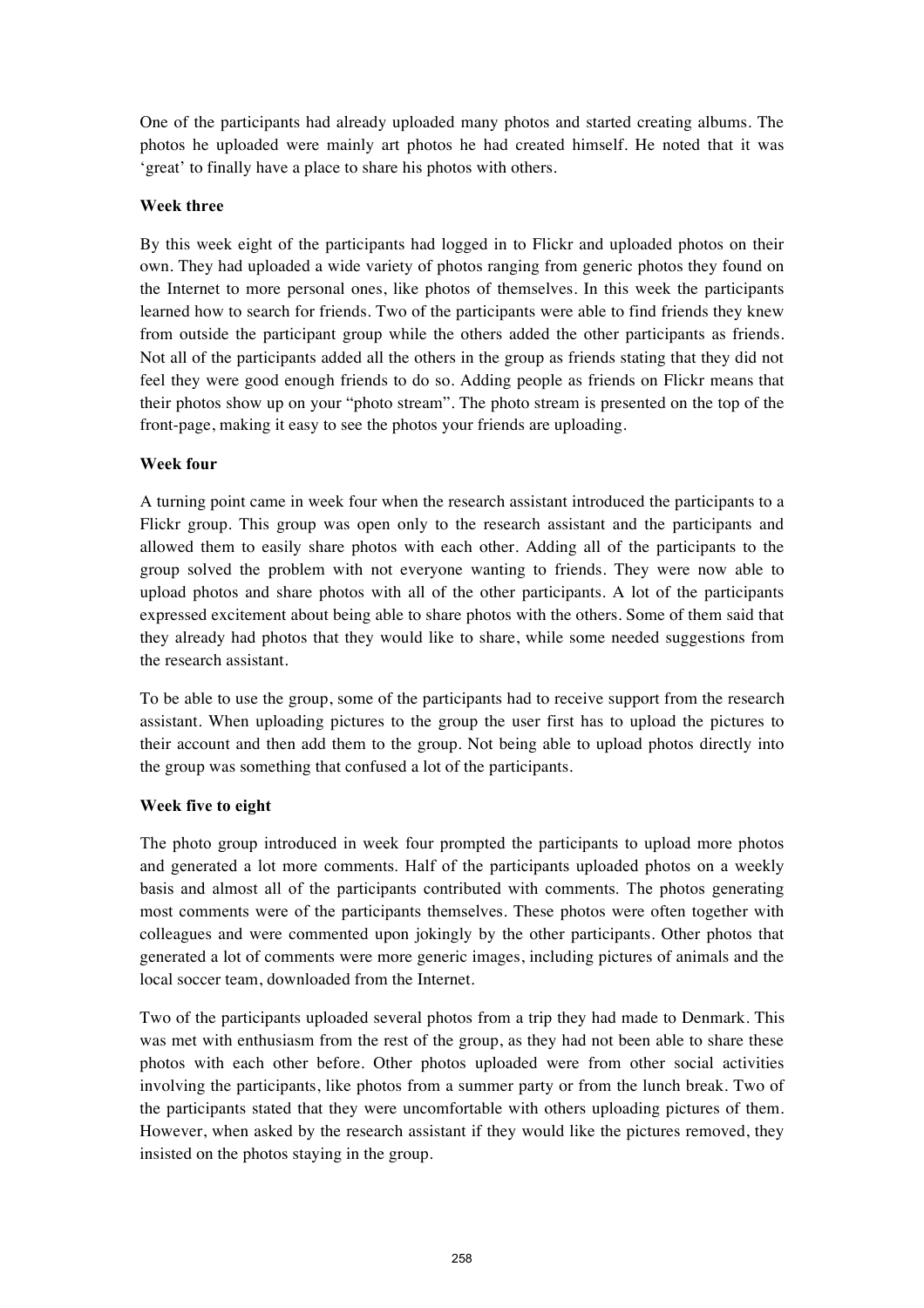One of the participants had already uploaded many photos and started creating albums. The photos he uploaded were mainly art photos he had created himself. He noted that it was 'great' to finally have a place to share his photos with others.

**Week three**

By this week eight of the participants had logged in to Flickr and uploaded photos on their own. They had uploaded a wide variety of photos ranging from generic photos they found on the Internet to more personal ones, like photos of themselves. In this week the participants learned how to search for friends. Two of the participants were able to find friends they knew from outside the participant group while the others added the other participants as friends. Not all of the participants added all the others in the group as friends stating that they did not feel they were good enough friends to do so. Adding people as friends on Flickr means that their photos show up on your "photo stream". The photo stream is presented on the top of the front-page, making it easy to see the photos your friends are uploading.

**Week four**

A turning point came in week four when the research assistant introduced the participants to a Flickr group. This group was open only to the research assistant and the participants and allowed them to easily share photos with each other. Adding all of the participants to the group solved the problem with not everyone wanting to friends. They were now able to upload photos and share photos with all of the other participants. A lot of the participants expressed excitement about being able to share photos with the others. Some of them said that they already had photos that they would like to share, while some needed suggestions from the research assistant.

To be able to use the group, some of the participants had to receive support from the research assistant. When uploading pictures to the group the user first has to upload the pictures to their account and then add them to the group. Not being able to upload photos directly into the group was something that confused a lot of the participants.

**Week five to eight**

The photo group introduced in week four prompted the participants to upload more photos and generated a lot more comments. Half of the participants uploaded photos on a weekly basis and almost all of the participants contributed with comments. The photos generating most comments were of the participants themselves. These photos were often together with colleagues and were commented upon jokingly by the other participants. Other photos that generated a lot of comments were more generic images, including pictures of animals and the local soccer team, downloaded from the Internet.

Two of the participants uploaded several photos from a trip they had made to Denmark. This was met with enthusiasm from the rest of the group, as they had not been able to share these photos with each other before. Other photos uploaded were from other social activities involving the participants, like photos from a summer party or from the lunch break. Two of the participants stated that they were uncomfortable with others uploading pictures of them. However, when asked by the research assistant if they would like the pictures removed, they insisted on the photos staying in the group.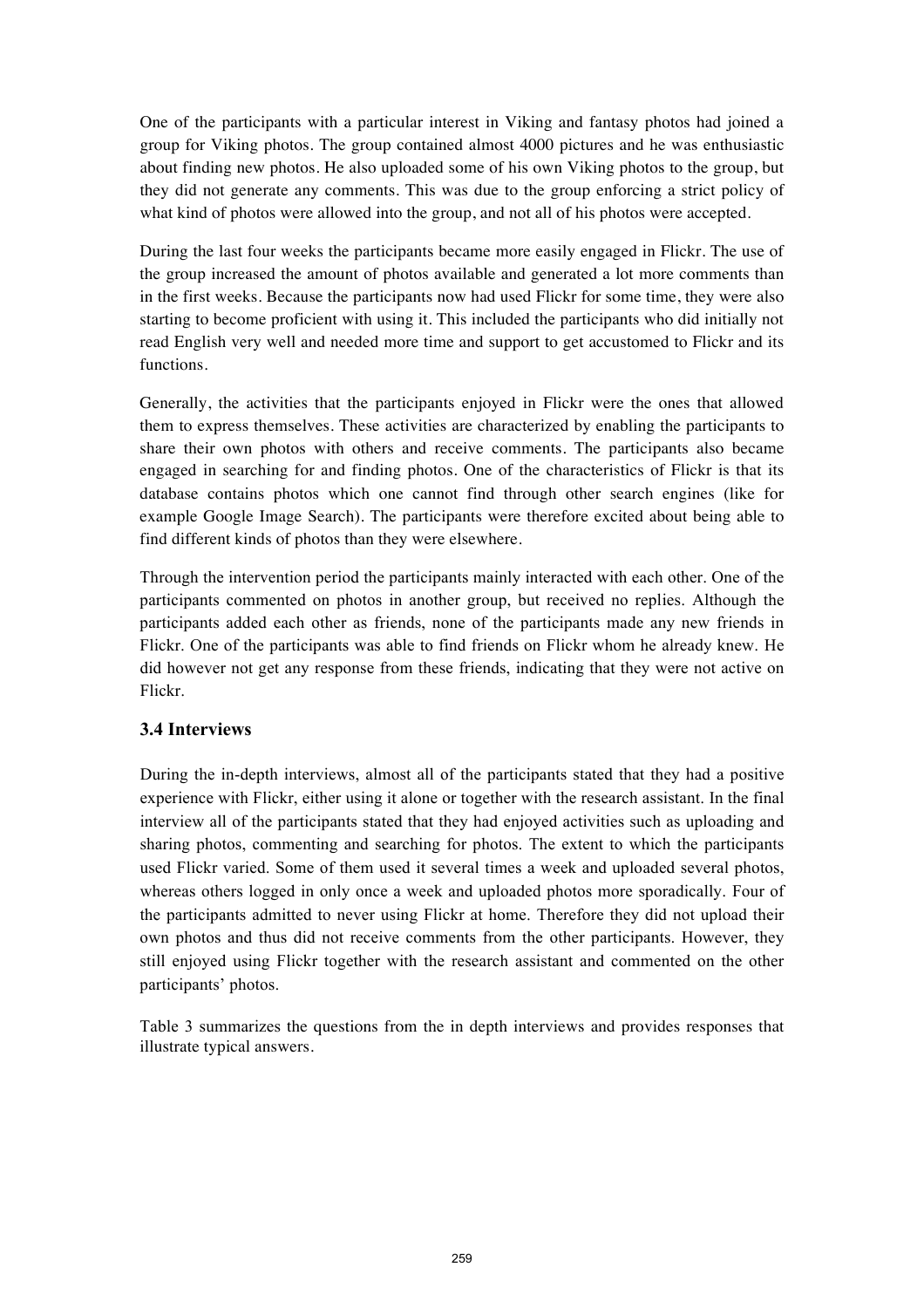One of the participants with a particular interest in Viking and fantasy photos had joined a group for Viking photos. The group contained almost 4000 pictures and he was enthusiastic about finding new photos. He also uploaded some of his own Viking photos to the group, but they did not generate any comments. This was due to the group enforcing a strict policy of what kind of photos were allowed into the group, and not all of his photos were accepted.

During the last four weeks the participants became more easily engaged in Flickr. The use of the group increased the amount of photos available and generated a lot more comments than in the first weeks. Because the participants now had used Flickr for some time, they were also starting to become proficient with using it. This included the participants who did initially not read English very well and needed more time and support to get accustomed to Flickr and its functions.

Generally, the activities that the participants enjoyed in Flickr were the ones that allowed them to express themselves. These activities are characterized by enabling the participants to share their own photos with others and receive comments. The participants also became engaged in searching for and finding photos. One of the characteristics of Flickr is that its database contains photos which one cannot find through other search engines (like for example Google Image Search). The participants were therefore excited about being able to find different kinds of photos than they were elsewhere.

Through the intervention period the participants mainly interacted with each other. One of the participants commented on photos in another group, but received no replies. Although the participants added each other as friends, none of the participants made any new friends in Flickr. One of the participants was able to find friends on Flickr whom he already knew. He did however not get any response from these friends, indicating that they were not active on Flickr.

### 3.4 Interviews

During the in-depth interviews, almost all of the participants stated that they had a positive experience with Flickr, either using it alone or together with the research assistant. In the final interview all of the participants stated that they had enjoyed activities such as uploading and sharing photos, commenting and searching for photos. The extent to which the participants used Flickr varied. Some of them used it several times a week and uploaded several photos, whereas others logged in only once a week and uploaded photos more sporadically. Four of the participants admitted to never using Flickr at home. Therefore they did not upload their own photos and thus did not receive comments from the other participants. However, they still enjoyed using Flickr together with the research assistant and commented on the other participants' photos.

Table 3 summarizes the questions from the in depth interviews and provides responses that illustrate typical answers.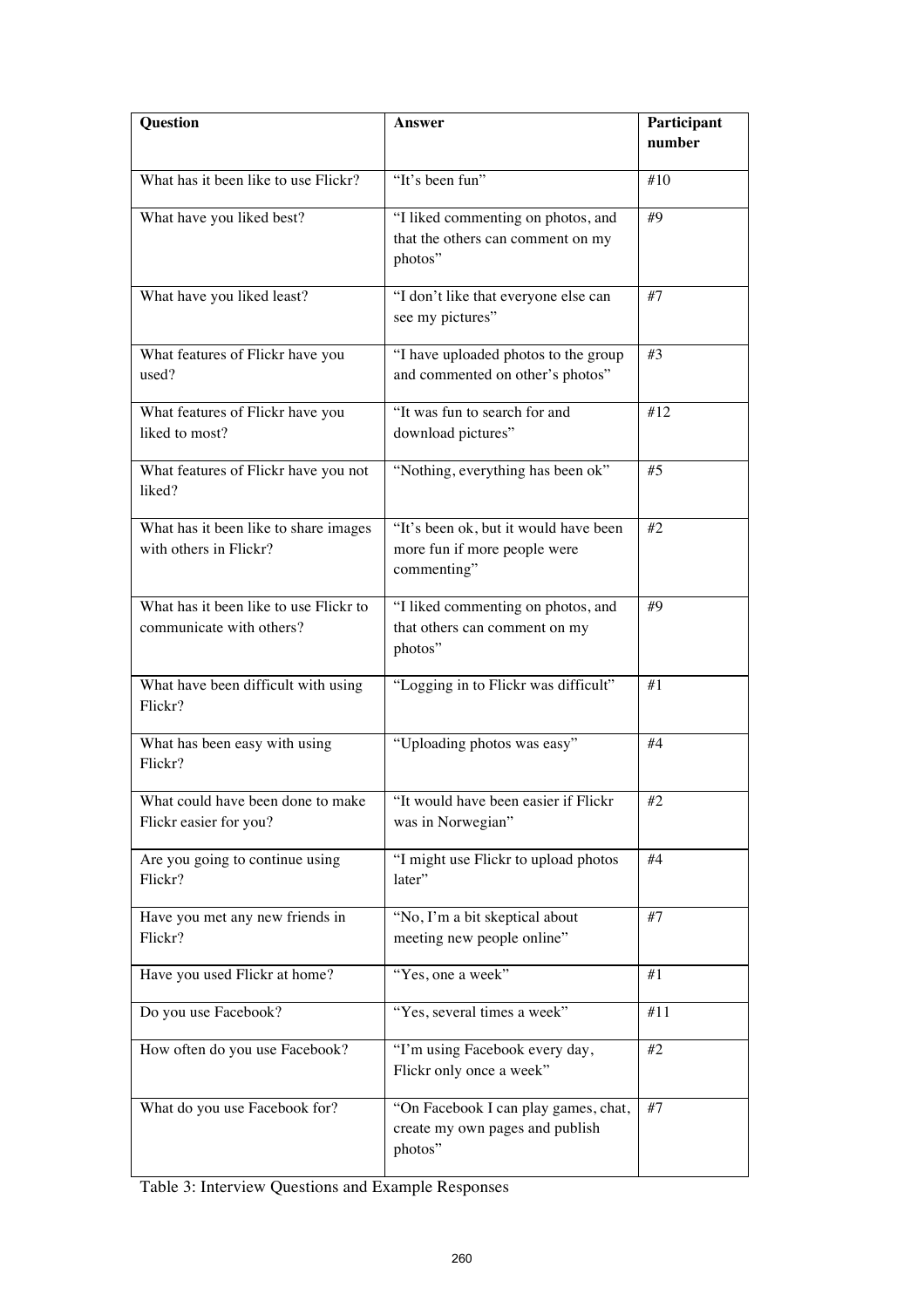| Question | Answer | Participant number |
| --- | --- | --- |
| What has it been like to use Flickr? | "It's been fun" | #10 |
| What have you liked best? | "I liked commenting on photos, and that the others can comment on my photos" | #9 |
| What have you liked least? | "I don't like that everyone else can see my pictures" | #7 |
| What features of Flickr have you used? | "I have uploaded photos to the group and commented on other's photos" | #3 |
| What features of Flickr have you liked to most? | "It was fun to search for and download pictures" | #12 |
| What features of Flickr have you not liked? | "Nothing, everything has been ok" | #5 |
| What has it been like to share images with others in Flickr? | "It's been ok, but it would have been more fun if more people were commenting" | #2 |
| What has it been like to use Flickr to communicate with others? | "I liked commenting on photos, and that others can comment on my photos" | #9 |
| What have been difficult with using Flickr? | "Logging in to Flickr was difficult" | #1 |
| What has been easy with using Flickr? | "Uploading photos was easy" | #4 |
| What could have been done to make Flickr easier for you? | "It would have been easier if Flickr was in Norwegian" | #2 |
| Are you going to continue using Flickr? | "I might use Flickr to upload photos later" | #4 |
| Have you met any new friends in Flickr? | "No, I'm a bit skeptical about meeting new people online" | #7 |
| Have you used Flickr at home? | "Yes, one a week" | #1 |
| Do you use Facebook? | "Yes, several times a week" | #11 |
| How often do you use Facebook? | "I'm using Facebook every day, Flickr only once a week" | #2 |
| What do you use Facebook for? | "On Facebook I can play games, chat, create my own pages and publish photos" | #7 |

Table 3: Interview Questions and Example Responses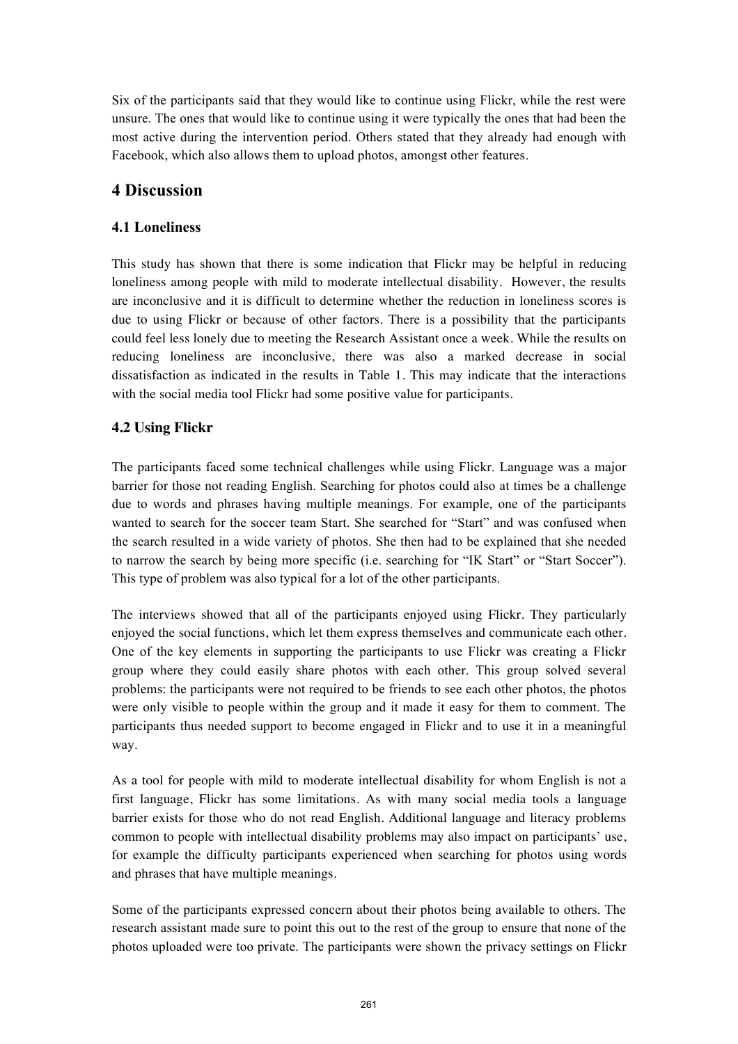Six of the participants said that they would like to continue using Flickr, while the rest were unsure. The ones that would like to continue using it were typically the ones that had been the most active during the intervention period. Others stated that they already had enough with Facebook, which also allows them to upload photos, amongst other features.

## 4 Discussion

### 4.1 Loneliness

This study has shown that there is some indication that Flickr may be helpful in reducing loneliness among people with mild to moderate intellectual disability. However, the results are inconclusive and it is difficult to determine whether the reduction in loneliness scores is due to using Flickr or because of other factors. There is a possibility that the participants could feel less lonely due to meeting the Research Assistant once a week. While the results on reducing loneliness are inconclusive, there was also a marked decrease in social dissatisfaction as indicated in the results in Table 1. This may indicate that the interactions with the social media tool Flickr had some positive value for participants.

### 4.2 Using Flickr

The participants faced some technical challenges while using Flickr. Language was a major barrier for those not reading English. Searching for photos could also at times be a challenge due to words and phrases having multiple meanings. For example, one of the participants wanted to search for the soccer team Start. She searched for "Start" and was confused when the search resulted in a wide variety of photos. She then had to be explained that she needed to narrow the search by being more specific (i.e. searching for "IK Start" or "Start Soccer"). This type of problem was also typical for a lot of the other participants.

The interviews showed that all of the participants enjoyed using Flickr. They particularly enjoyed the social functions, which let them express themselves and communicate each other. One of the key elements in supporting the participants to use Flickr was creating a Flickr group where they could easily share photos with each other. This group solved several problems: the participants were not required to be friends to see each other photos, the photos were only visible to people within the group and it made it easy for them to comment. The participants thus needed support to become engaged in Flickr and to use it in a meaningful way.

As a tool for people with mild to moderate intellectual disability for whom English is not a first language, Flickr has some limitations. As with many social media tools a language barrier exists for those who do not read English. Additional language and literacy problems common to people with intellectual disability problems may also impact on participants' use, for example the difficulty participants experienced when searching for photos using words and phrases that have multiple meanings.

Some of the participants expressed concern about their photos being available to others. The research assistant made sure to point this out to the rest of the group to ensure that none of the photos uploaded were too private. The participants were shown the privacy settings on Flickr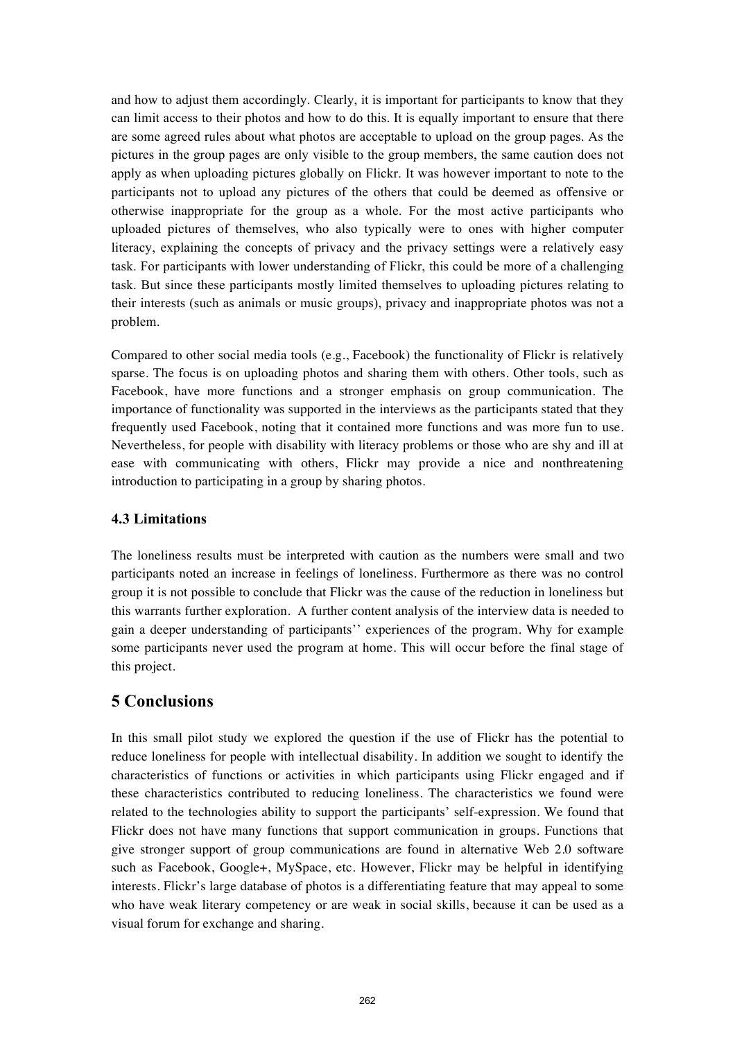and how to adjust them accordingly. Clearly, it is important for participants to know that they can limit access to their photos and how to do this. It is equally important to ensure that there are some agreed rules about what photos are acceptable to upload on the group pages. As the pictures in the group pages are only visible to the group members, the same caution does not apply as when uploading pictures globally on Flickr. It was however important to note to the participants not to upload any pictures of the others that could be deemed as offensive or otherwise inappropriate for the group as a whole. For the most active participants who uploaded pictures of themselves, who also typically were to ones with higher computer literacy, explaining the concepts of privacy and the privacy settings were a relatively easy task. For participants with lower understanding of Flickr, this could be more of a challenging task. But since these participants mostly limited themselves to uploading pictures relating to their interests (such as animals or music groups), privacy and inappropriate photos was not a problem.

Compared to other social media tools (e.g., Facebook) the functionality of Flickr is relatively sparse. The focus is on uploading photos and sharing them with others. Other tools, such as Facebook, have more functions and a stronger emphasis on group communication. The importance of functionality was supported in the interviews as the participants stated that they frequently used Facebook, noting that it contained more functions and was more fun to use. Nevertheless, for people with disability with literacy problems or those who are shy and ill at ease with communicating with others, Flickr may provide a nice and nonthreatening introduction to participating in a group by sharing photos.

### 4.3 Limitations

The loneliness results must be interpreted with caution as the numbers were small and two participants noted an increase in feelings of loneliness. Furthermore as there was no control group it is not possible to conclude that Flickr was the cause of the reduction in loneliness but this warrants further exploration. A further content analysis of the interview data is needed to gain a deeper understanding of participants'' experiences of the program. Why for example some participants never used the program at home. This will occur before the final stage of this project.

## 5 Conclusions

In this small pilot study we explored the question if the use of Flickr has the potential to reduce loneliness for people with intellectual disability. In addition we sought to identify the characteristics of functions or activities in which participants using Flickr engaged and if these characteristics contributed to reducing loneliness. The characteristics we found were related to the technologies ability to support the participants' self-expression. We found that Flickr does not have many functions that support communication in groups. Functions that give stronger support of group communications are found in alternative Web 2.0 software such as Facebook, Google+, MySpace, etc. However, Flickr may be helpful in identifying interests. Flickr's large database of photos is a differentiating feature that may appeal to some who have weak literary competency or are weak in social skills, because it can be used as a visual forum for exchange and sharing.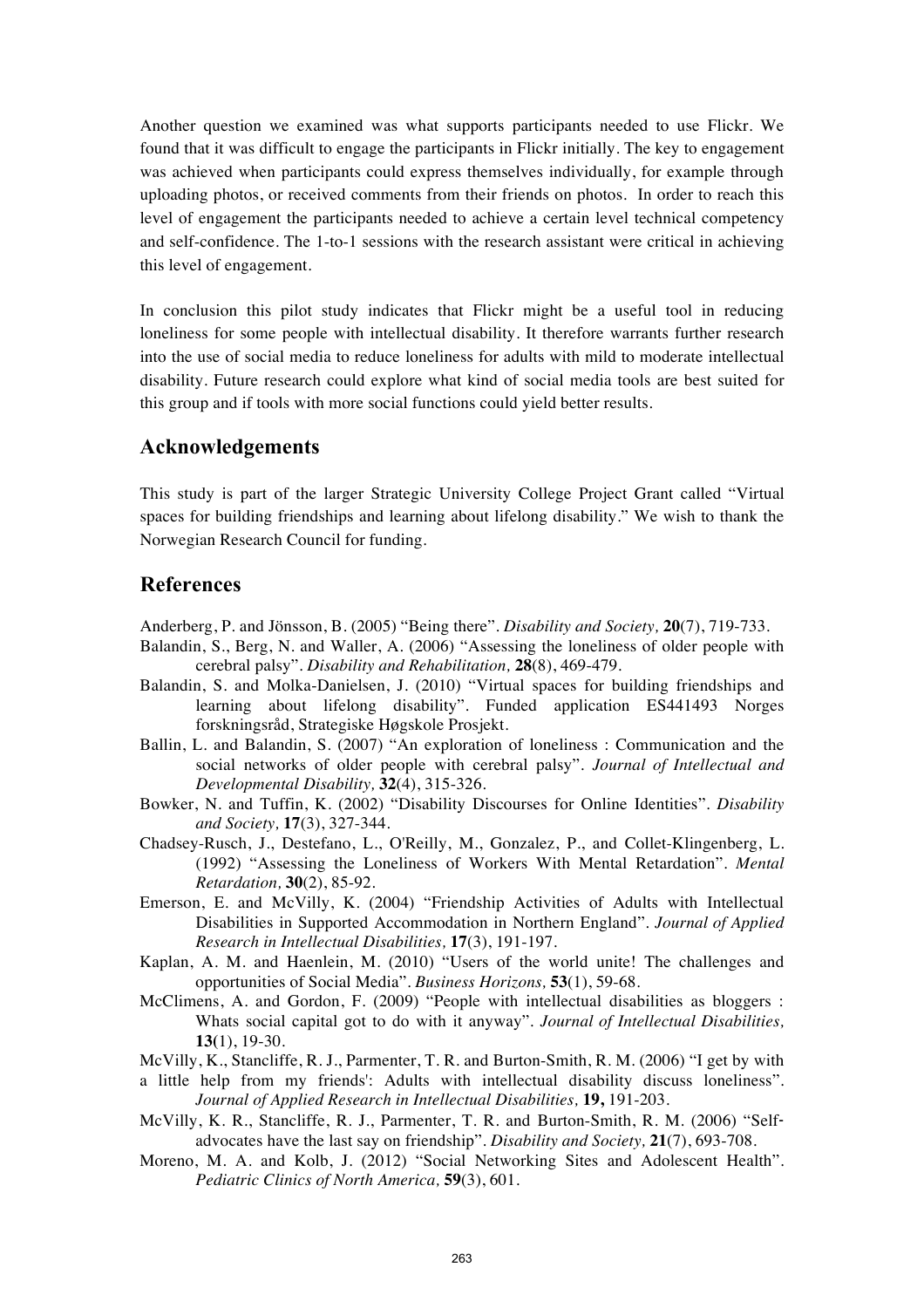Another question we examined was what supports participants needed to use Flickr. We found that it was difficult to engage the participants in Flickr initially. The key to engagement was achieved when participants could express themselves individually, for example through uploading photos, or received comments from their friends on photos. In order to reach this level of engagement the participants needed to achieve a certain level technical competency and self-confidence. The 1-to-1 sessions with the research assistant were critical in achieving this level of engagement.

In conclusion this pilot study indicates that Flickr might be a useful tool in reducing loneliness for some people with intellectual disability. It therefore warrants further research into the use of social media to reduce loneliness for adults with mild to moderate intellectual disability. Future research could explore what kind of social media tools are best suited for this group and if tools with more social functions could yield better results.

## Acknowledgements

This study is part of the larger Strategic University College Project Grant called "Virtual spaces for building friendships and learning about lifelong disability." We wish to thank the Norwegian Research Council for funding.

## References

Anderberg, P. and Jönsson, B. (2005) "Being there". *Disability and Society,* **20**(7), 719-733.

Balandin, S., Berg, N. and Waller, A. (2006) "Assessing the loneliness of older people with cerebral palsy". *Disability and Rehabilitation,* **28**(8), 469-479.

Balandin, S. and Molka-Danielsen, J. (2010) "Virtual spaces for building friendships and learning about lifelong disability". Funded application ES441493 Norges forskningsråd, Strategiske Høgskole Prosjekt.

Ballin, L. and Balandin, S. (2007) "An exploration of loneliness : Communication and the social networks of older people with cerebral palsy". *Journal of Intellectual and Developmental Disability,* **32**(4), 315-326.

Bowker, N. and Tuffin, K. (2002) "Disability Discourses for Online Identities". *Disability and Society,* **17**(3), 327-344.

Chadsey-Rusch, J., Destefano, L., O'Reilly, M., Gonzalez, P., and Collet-Klingenberg, L. (1992) "Assessing the Loneliness of Workers With Mental Retardation". *Mental Retardation,* **30**(2), 85-92.

Emerson, E. and McVilly, K. (2004) "Friendship Activities of Adults with Intellectual Disabilities in Supported Accommodation in Northern England". *Journal of Applied Research in Intellectual Disabilities,* **17**(3), 191-197.

Kaplan, A. M. and Haenlein, M. (2010) "Users of the world unite! The challenges and opportunities of Social Media". *Business Horizons,* **53**(1), 59-68.

McClimens, A. and Gordon, F. (2009) "People with intellectual disabilities as bloggers : Whats social capital got to do with it anyway". *Journal of Intellectual Disabilities,* **13**(1), 19-30.

McVilly, K., Stancliffe, R. J., Parmenter, T. R. and Burton-Smith, R. M. (2006) "I get by with a little help from my friends': Adults with intellectual disability discuss loneliness". *Journal of Applied Research in Intellectual Disabilities,* **19,** 191-203.

McVilly, K. R., Stancliffe, R. J., Parmenter, T. R. and Burton-Smith, R. M. (2006) "Self-advocates have the last say on friendship". *Disability and Society,* **21**(7), 693-708.

Moreno, M. A. and Kolb, J. (2012) "Social Networking Sites and Adolescent Health". *Pediatric Clinics of North America,* **59**(3), 601.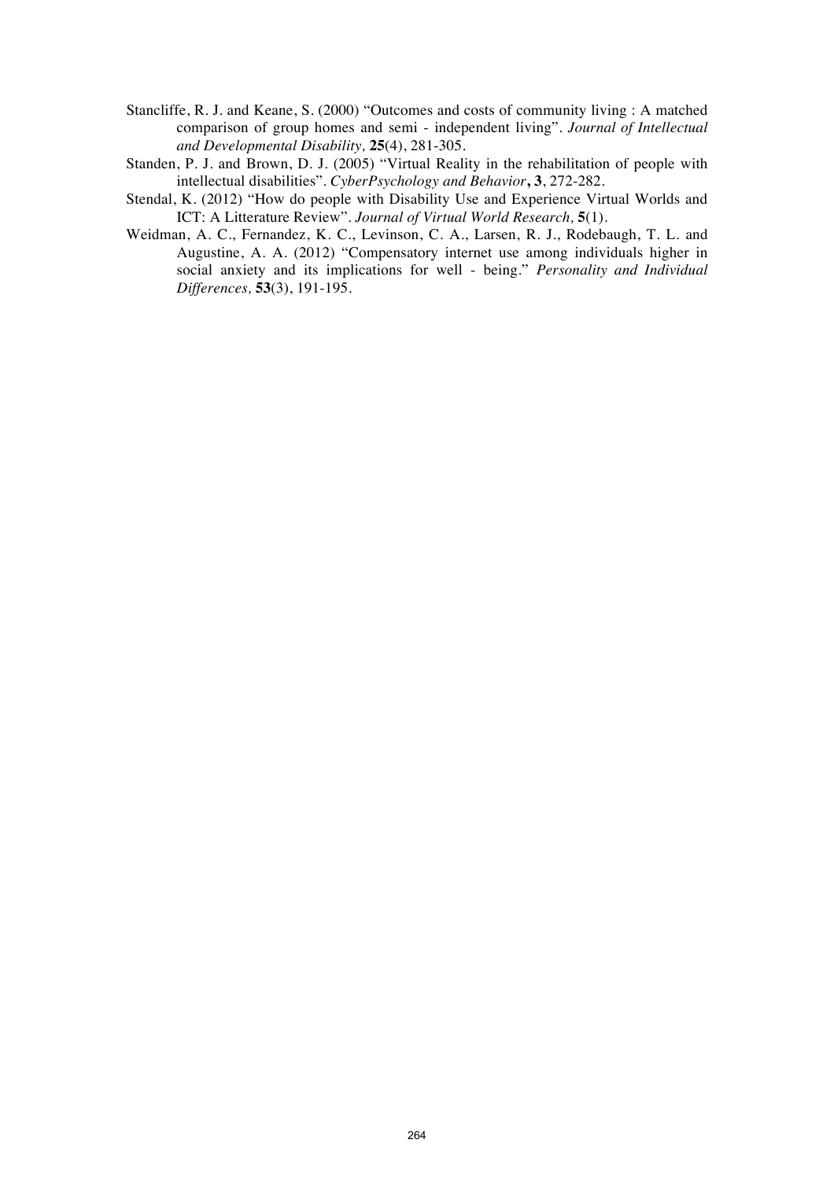Stancliffe, R. J. and Keane, S. (2000) "Outcomes and costs of community living : A matched comparison of group homes and semi - independent living". *Journal of Intellectual and Developmental Disability,* **25**(4), 281-305.

Standen, P. J. and Brown, D. J. (2005) "Virtual Reality in the rehabilitation of people with intellectual disabilities". *CyberPsychology and Behavior***, 3**, 272-282.

Stendal, K. (2012) "How do people with Disability Use and Experience Virtual Worlds and ICT: A Litterature Review". *Journal of Virtual World Research,* **5**(1).

Weidman, A. C., Fernandez, K. C., Levinson, C. A., Larsen, R. J., Rodebaugh, T. L. and Augustine, A. A. (2012) "Compensatory internet use among individuals higher in social anxiety and its implications for well - being." *Personality and Individual Differences,* **53**(3), 191-195.